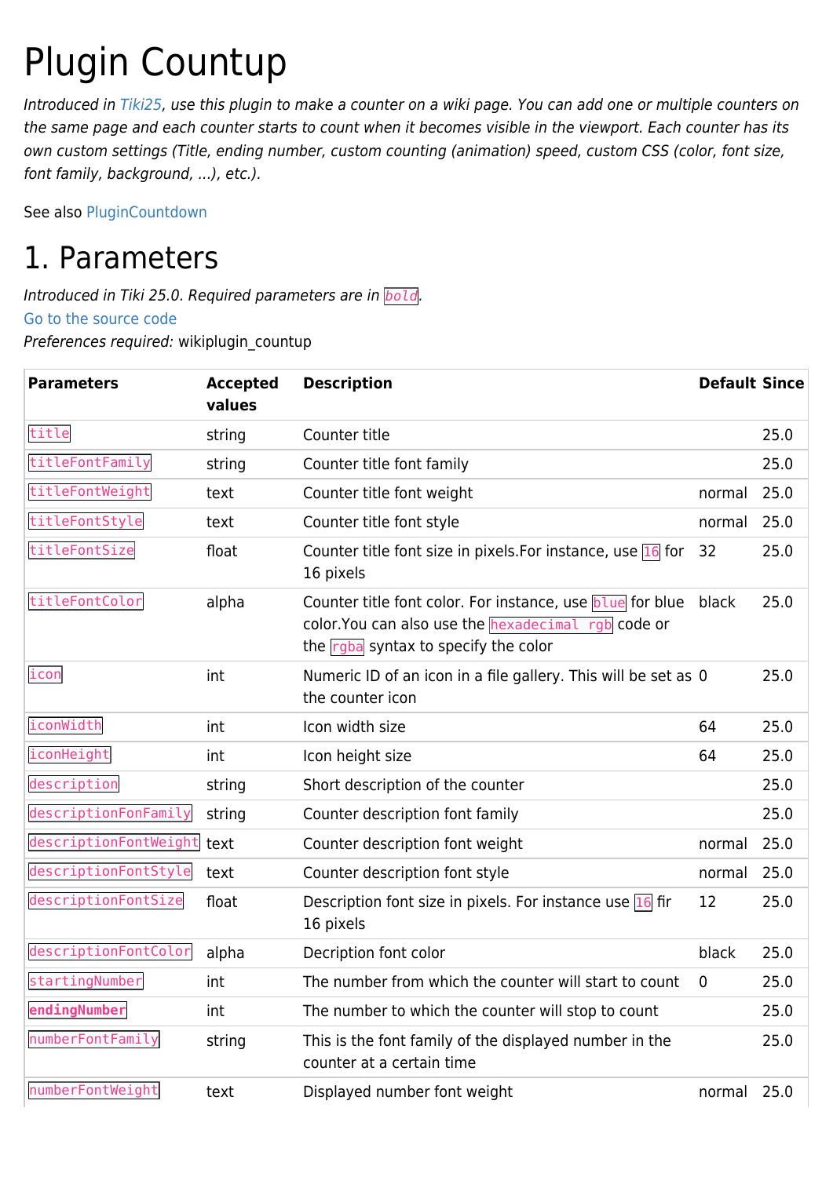# Plugin Countup

*Introduced in Tiki25, use this plugin to make a counter on a wiki page. You can add one or multiple counters on the same page and each counter starts to count when it becomes visible in the viewport. Each counter has its own custom settings (Title, ending number, custom counting (animation) speed, custom CSS (color, font size, font family, background, ...), etc.).*

See also PluginCountdown

## 1. Parameters

*Introduced in Tiki 25.0. Required parameters are in* `bold`.
Go to the source code
*Preferences required:* wikiplugin_countup

| Parameters | Accepted values | Description | Default | Since |
|---|---|---|---|---|
| `title` | string | Counter title | | 25.0 |
| `titleFontFamily` | string | Counter title font family | | 25.0 |
| `titleFontWeight` | text | Counter title font weight | normal | 25.0 |
| `titleFontStyle` | text | Counter title font style | normal | 25.0 |
| `titleFontSize` | float | Counter title font size in pixels.For instance, use `16` for 16 pixels | 32 | 25.0 |
| `titleFontColor` | alpha | Counter title font color. For instance, use `blue` for blue color.You can also use the `hexadecimal rgb` code or the `rgba` syntax to specify the color | black | 25.0 |
| `icon` | int | Numeric ID of an icon in a file gallery. This will be set as the counter icon | 0 | 25.0 |
| `iconWidth` | int | Icon width size | 64 | 25.0 |
| `iconHeight` | int | Icon height size | 64 | 25.0 |
| `description` | string | Short description of the counter | | 25.0 |
| `descriptionFonFamily` | string | Counter description font family | | 25.0 |
| `descriptionFontWeight` | text | Counter description font weight | normal | 25.0 |
| `descriptionFontStyle` | text | Counter description font style | normal | 25.0 |
| `descriptionFontSize` | float | Description font size in pixels. For instance use `16` fir 16 pixels | 12 | 25.0 |
| `descriptionFontColor` | alpha | Decription font color | black | 25.0 |
| `startingNumber` | int | The number from which the counter will start to count | 0 | 25.0 |
| **`endingNumber`** | int | The number to which the counter will stop to count | | 25.0 |
| `numberFontFamily` | string | This is the font family of the displayed number in the counter at a certain time | | 25.0 |
| `numberFontWeight` | text | Displayed number font weight | normal | 25.0 |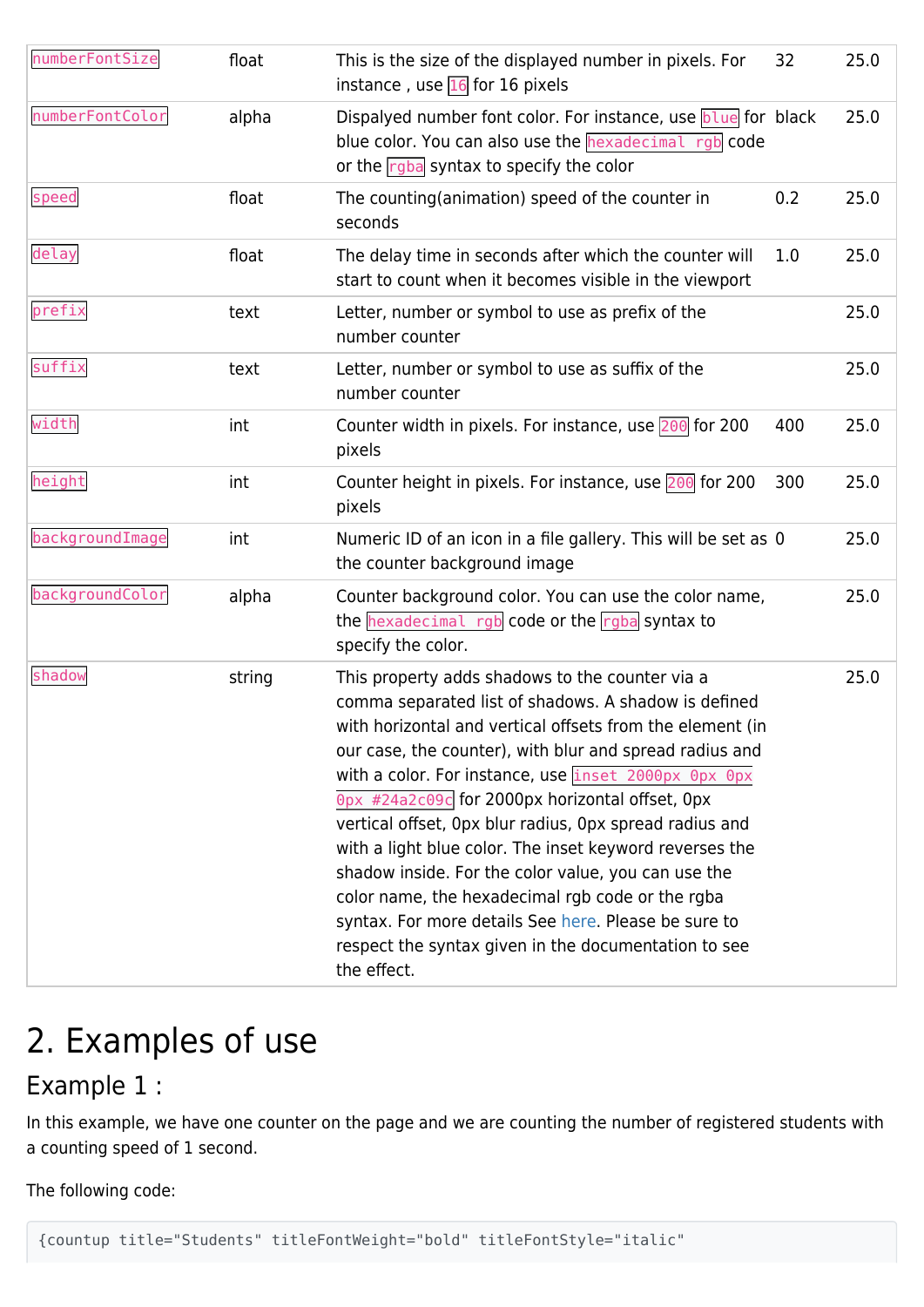| | | | | |
|---|---|---|---|---|
| `numberFontSize` | float | This is the size of the displayed number in pixels. For instance , use `16` for 16 pixels | 32 | 25.0 |
| `numberFontColor` | alpha | Dispalyed number font color. For instance, use `blue` for blue color. You can also use the `hexadecimal rgb` code or the `rgba` syntax to specify the color | black | 25.0 |
| `speed` | float | The counting(animation) speed of the counter in seconds | 0.2 | 25.0 |
| `delay` | float | The delay time in seconds after which the counter will start to count when it becomes visible in the viewport | 1.0 | 25.0 |
| `prefix` | text | Letter, number or symbol to use as prefix of the number counter | | 25.0 |
| `suffix` | text | Letter, number or symbol to use as suffix of the number counter | | 25.0 |
| `width` | int | Counter width in pixels. For instance, use `200` for 200 pixels | 400 | 25.0 |
| `height` | int | Counter height in pixels. For instance, use `200` for 200 pixels | 300 | 25.0 |
| `backgroundImage` | int | Numeric ID of an icon in a file gallery. This will be set as the counter background image | 0 | 25.0 |
| `backgroundColor` | alpha | Counter background color. You can use the color name, the `hexadecimal rgb` code or the `rgba` syntax to specify the color. | | 25.0 |
| `shadow` | string | This property adds shadows to the counter via a comma separated list of shadows. A shadow is defined with horizontal and vertical offsets from the element (in our case, the counter), with blur and spread radius and with a color. For instance, use `inset 2000px 0px 0px 0px #24a2c09c` for 2000px horizontal offset, 0px vertical offset, 0px blur radius, 0px spread radius and with a light blue color. The inset keyword reverses the shadow inside. For the color value, you can use the color name, the hexadecimal rgb code or the rgba syntax. For more details See here. Please be sure to respect the syntax given in the documentation to see the effect. | | 25.0 |

# 2. Examples of use

## Example 1 :

In this example, we have one counter on the page and we are counting the number of registered students with a counting speed of 1 second.

The following code:

```
{countup title="Students" titleFontWeight="bold" titleFontStyle="italic"
```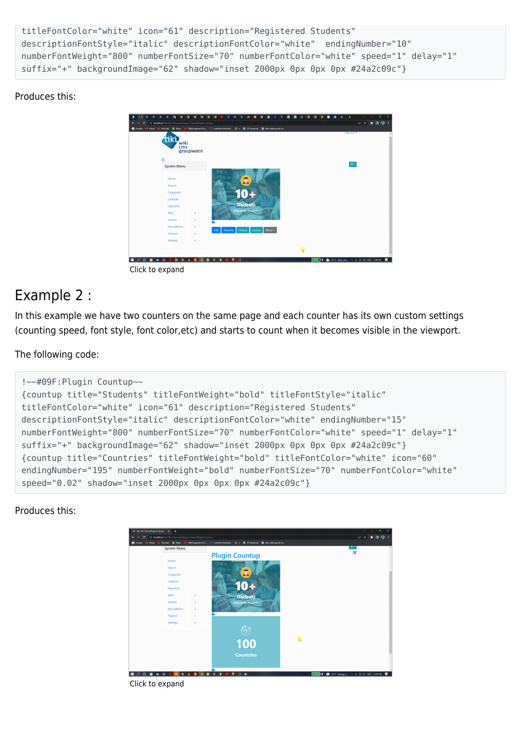```
titleFontColor="white" icon="61" description="Registered Students"
descriptionFontStyle="italic" descriptionFontColor="white"  endingNumber="10"
numberFontWeight="800" numberFontSize="70" numberFontColor="white" speed="1" delay="1"
suffix="+" backgroundImage="62" shadow="inset 2000px 0px 0px 0px #24a2c09c"}
```

Produces this:

Click to expand

## Example 2 :

In this example we have two counters on the same page and each counter has its own custom settings (counting speed, font style, font color,etc) and starts to count when it becomes visible in the viewport.

The following code:

```
!~~#09F:Plugin Countup~~
{countup title="Students" titleFontWeight="bold" titleFontStyle="italic"
titleFontColor="white" icon="61" description="Registered Students"
descriptionFontStyle="italic" descriptionFontColor="white" endingNumber="15"
numberFontWeight="800" numberFontSize="70" numberFontColor="white" speed="1" delay="1"
suffix="+" backgroundImage="62" shadow="inset 2000px 0px 0px 0px #24a2c09c"}
{countup title="Countries" titleFontWeight="bold" titleFontColor="white" icon="60"
endingNumber="195" numberFontWeight="bold" numberFontSize="70" numberFontColor="white"
speed="0.02" shadow="inset 2000px 0px 0px 0px #24a2c09c"}
```

Produces this:

Click to expand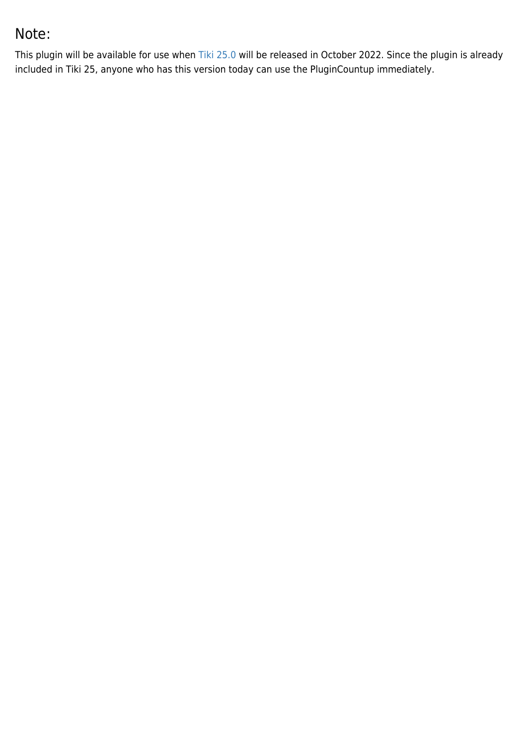## Note:

This plugin will be available for use when Tiki 25.0 will be released in October 2022. Since the plugin is already included in Tiki 25, anyone who has this version today can use the PluginCountup immediately.